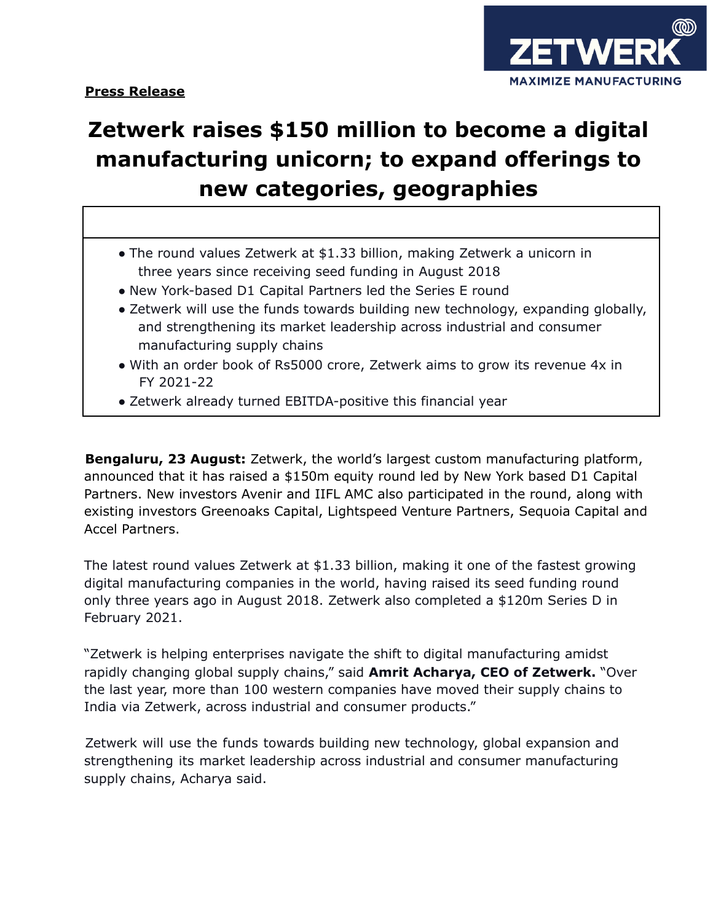**Press Release**

ZETWERK

MAXIMIZE MANUFACTURING

# Zetwerk raises $150 million to become a digital manufacturing unicorn; to expand offerings to new categories, geographies

- The round values Zetwerk at $1.33 billion, making Zetwerk a unicorn in three years since receiving seed funding in August 2018
- New York-based D1 Capital Partners led the Series E round
- Zetwerk will use the funds towards building new technology, expanding globally, and strengthening its market leadership across industrial and consumer manufacturing supply chains
- With an order book of Rs5000 crore, Zetwerk aims to grow its revenue 4x in FY 2021-22
- Zetwerk already turned EBITDA-positive this financial year

**Bengaluru, 23 August:** Zetwerk, the world's largest custom manufacturing platform, announced that it has raised a $150m equity round led by New York based D1 Capital Partners. New investors Avenir and IIFL AMC also participated in the round, along with existing investors Greenoaks Capital, Lightspeed Venture Partners, Sequoia Capital and Accel Partners.

The latest round values Zetwerk at $1.33 billion, making it one of the fastest growing digital manufacturing companies in the world, having raised its seed funding round only three years ago in August 2018. Zetwerk also completed a $120m Series D in February 2021.

"Zetwerk is helping enterprises navigate the shift to digital manufacturing amidst rapidly changing global supply chains," said **Amrit Acharya, CEO of Zetwerk.** "Over the last year, more than 100 western companies have moved their supply chains to India via Zetwerk, across industrial and consumer products."

Zetwerk will use the funds towards building new technology, global expansion and strengthening its market leadership across industrial and consumer manufacturing supply chains, Acharya said.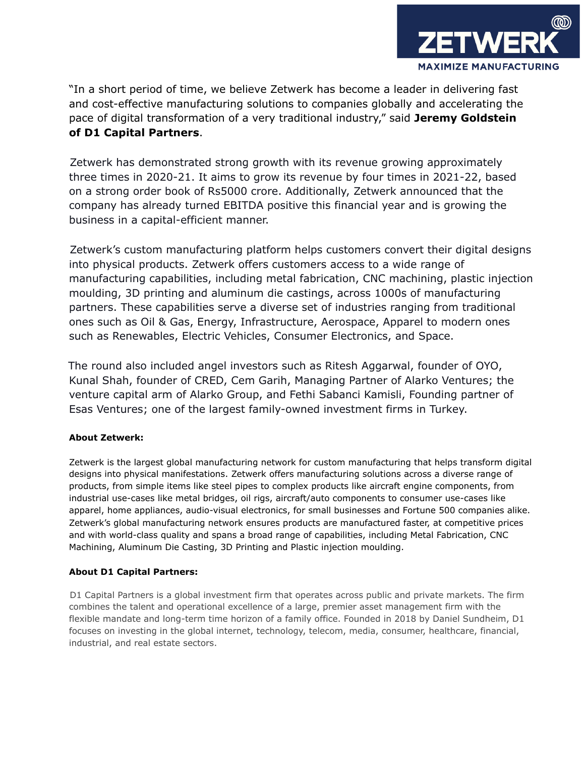"In a short period of time, we believe Zetwerk has become a leader in delivering fast and cost-effective manufacturing solutions to companies globally and accelerating the pace of digital transformation of a very traditional industry," said **Jeremy Goldstein of D1 Capital Partners**.

Zetwerk has demonstrated strong growth with its revenue growing approximately three times in 2020-21. It aims to grow its revenue by four times in 2021-22, based on a strong order book of Rs5000 crore. Additionally, Zetwerk announced that the company has already turned EBITDA positive this financial year and is growing the business in a capital-efficient manner.

Zetwerk's custom manufacturing platform helps customers convert their digital designs into physical products. Zetwerk offers customers access to a wide range of manufacturing capabilities, including metal fabrication, CNC machining, plastic injection moulding, 3D printing and aluminum die castings, across 1000s of manufacturing partners. These capabilities serve a diverse set of industries ranging from traditional ones such as Oil & Gas, Energy, Infrastructure, Aerospace, Apparel to modern ones such as Renewables, Electric Vehicles, Consumer Electronics, and Space.

The round also included angel investors such as Ritesh Aggarwal, founder of OYO, Kunal Shah, founder of CRED, Cem Garih, Managing Partner of Alarko Ventures; the venture capital arm of Alarko Group, and Fethi Sabanci Kamisli, Founding partner of Esas Ventures; one of the largest family-owned investment firms in Turkey.

**About Zetwerk:**

Zetwerk is the largest global manufacturing network for custom manufacturing that helps transform digital designs into physical manifestations. Zetwerk offers manufacturing solutions across a diverse range of products, from simple items like steel pipes to complex products like aircraft engine components, from industrial use-cases like metal bridges, oil rigs, aircraft/auto components to consumer use-cases like apparel, home appliances, audio-visual electronics, for small businesses and Fortune 500 companies alike. Zetwerk's global manufacturing network ensures products are manufactured faster, at competitive prices and with world-class quality and spans a broad range of capabilities, including Metal Fabrication, CNC Machining, Aluminum Die Casting, 3D Printing and Plastic injection moulding.

**About D1 Capital Partners:**

D1 Capital Partners is a global investment firm that operates across public and private markets. The firm combines the talent and operational excellence of a large, premier asset management firm with the flexible mandate and long-term time horizon of a family office. Founded in 2018 by Daniel Sundheim, D1 focuses on investing in the global internet, technology, telecom, media, consumer, healthcare, financial, industrial, and real estate sectors.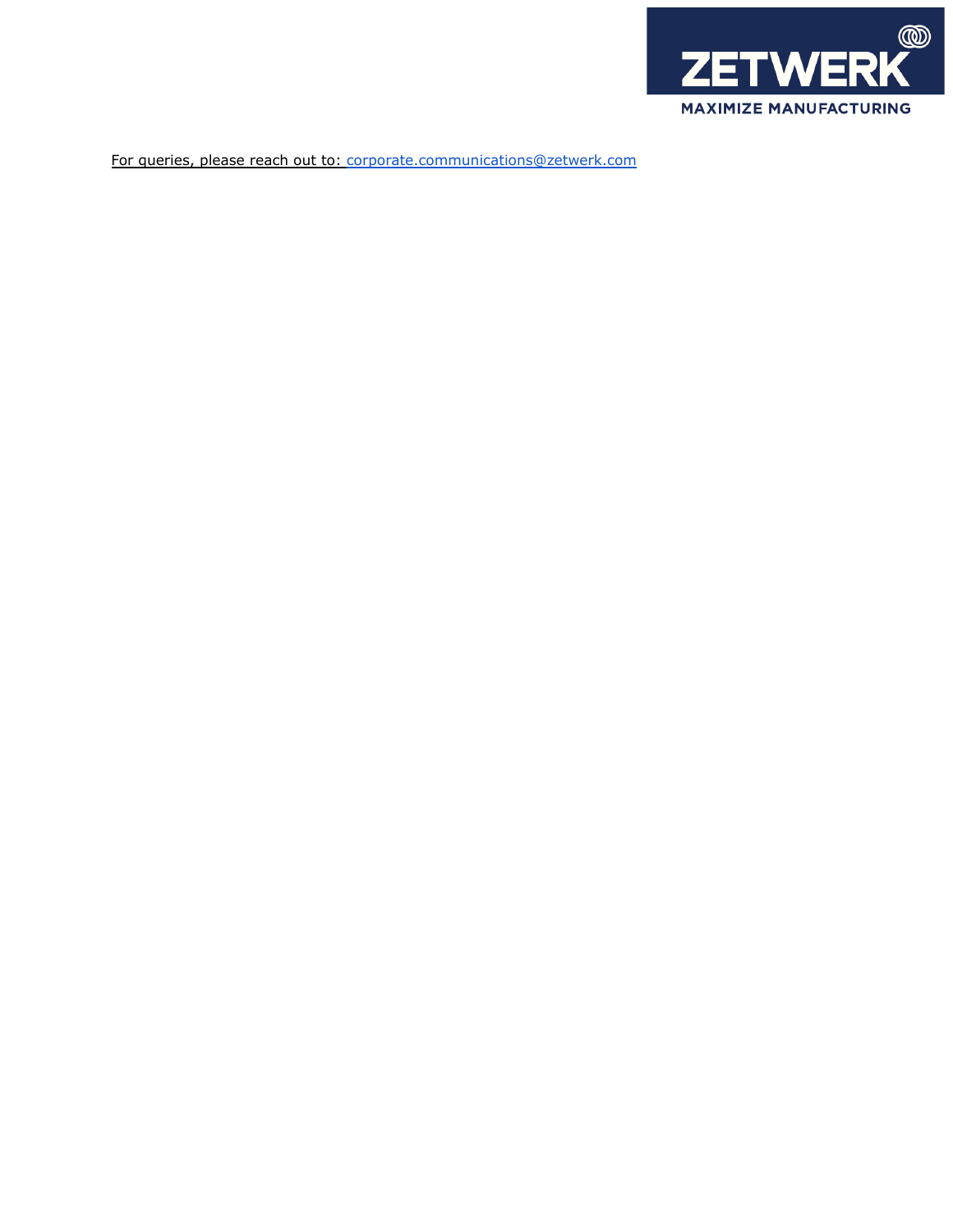For queries, please reach out to: corporate.communications@zetwerk.com